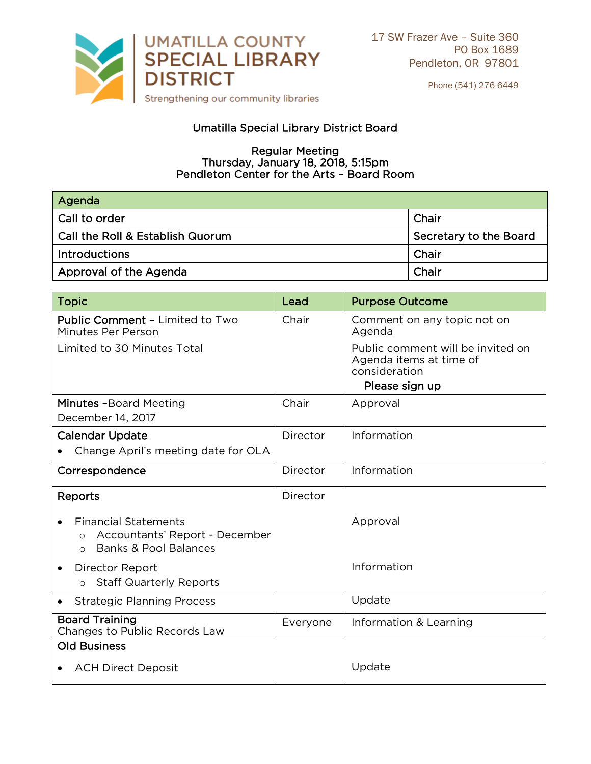# UMATILLA COUNTY SPECIAL LIBRARY DISTRICT

Strengthening our community libraries

17 SW Frazer Ave – Suite 360
PO Box 1689
Pendleton, OR 97801

Phone (541) 276-6449

## Umatilla Special Library District Board

**Regular Meeting**
**Thursday, January 18, 2018, 5:15pm**
**Pendleton Center for the Arts – Board Room**

| Agenda | |
|---|---|
| Call to order | Chair |
| Call the Roll & Establish Quorum | Secretary to the Board |
| Introductions | Chair |
| Approval of the Agenda | Chair |

| Topic | Lead | Purpose Outcome |
|---|---|---|
| **Public Comment –** Limited to Two Minutes Per Person<br>Limited to 30 Minutes Total | Chair | Comment on any topic not on Agenda<br>Public comment will be invited on Agenda items at time of consideration<br>**Please sign up** |
| **Minutes** –Board Meeting December 14, 2017 | Chair | Approval |
| **Calendar Update**<br>• Change April's meeting date for OLA | Director | Information |
| **Correspondence** | Director | Information |
| **Reports**<br>• Financial Statements<br>  ○ Accountants' Report - December<br>  ○ Banks & Pool Balances<br>• Director Report<br>  ○ Staff Quarterly Reports | Director | Approval<br><br>Information |
| • Strategic Planning Process | | Update |
| **Board Training**<br>Changes to Public Records Law | Everyone | Information & Learning |
| **Old Business**<br>• ACH Direct Deposit | | Update |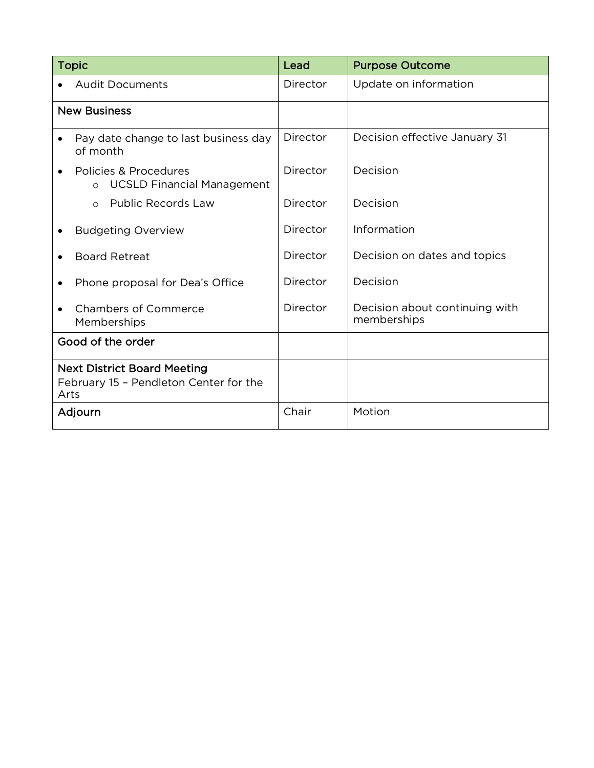| Topic | Lead | Purpose Outcome |
| --- | --- | --- |
| • Audit Documents | Director | Update on information |
| **New Business** | | |
| • Pay date change to last business day of month | Director | Decision effective January 31 |
| • Policies & Procedures<br>o UCSLD Financial Management | Director | Decision |
| o Public Records Law | Director | Decision |
| • Budgeting Overview | Director | Information |
| • Board Retreat | Director | Decision on dates and topics |
| • Phone proposal for Dea's Office | Director | Decision |
| • Chambers of Commerce Memberships | Director | Decision about continuing with memberships |
| **Good of the order** | | |
| **Next District Board Meeting**<br>February 15 – Pendleton Center for the Arts | | |
| **Adjourn** | Chair | Motion |